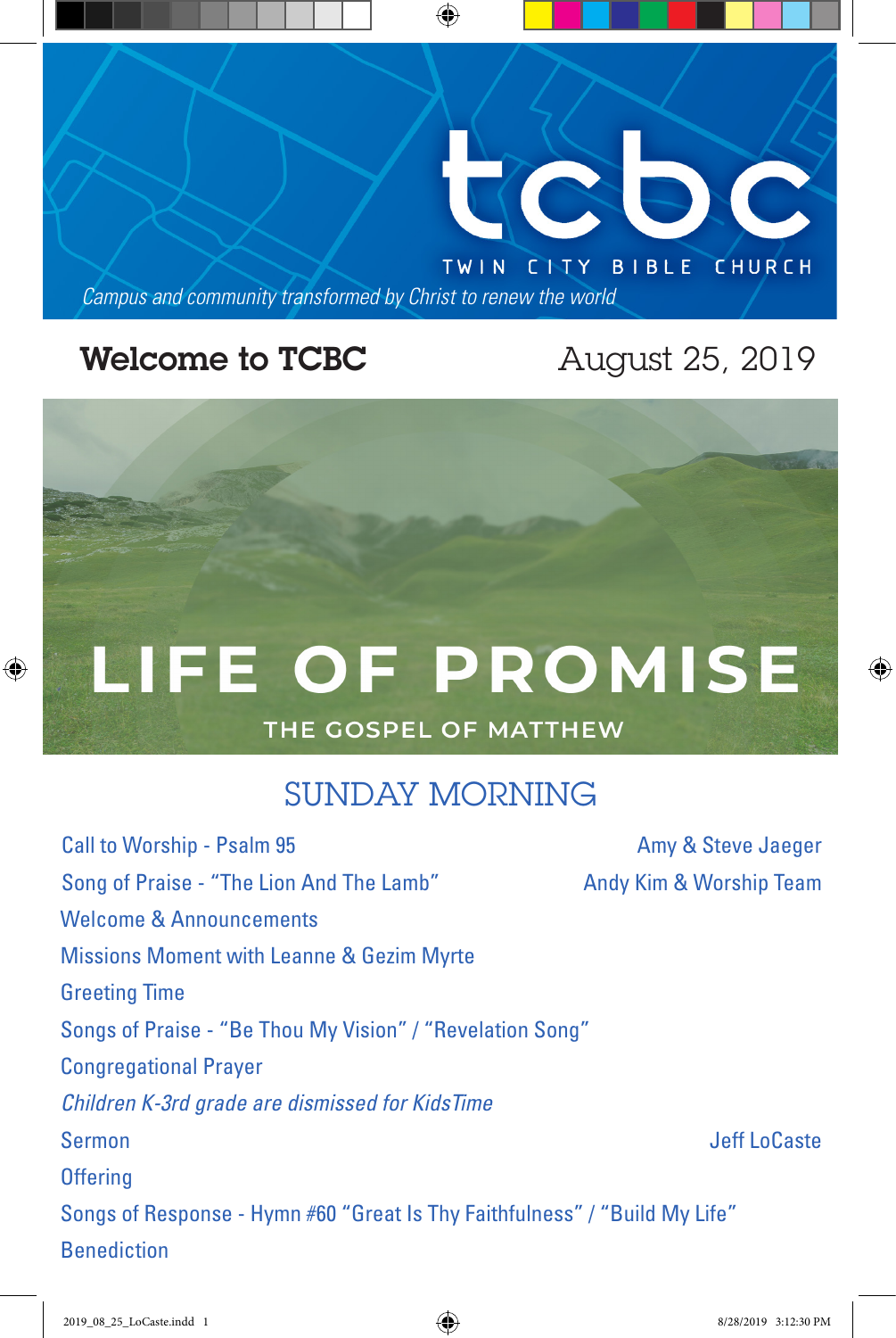# tcbc

TWIN CITY BIBLE CHURCH

*Campus and community transformed by Christ to renew the world*

**Welcome to TCBC** August 25, 2019

# LIFE OF PROMISE

THE GOSPEL OF MATTHEW

## SUNDAY MORNING

Call to Worship - Psalm 95 — Amy & Steve Jaeger

Song of Praise - "The Lion And The Lamb" — Andy Kim & Worship Team

Welcome & Announcements

Missions Moment with Leanne & Gezim Myrte

Greeting Time

Songs of Praise - "Be Thou My Vision" / "Revelation Song"

Congregational Prayer

*Children K-3rd grade are dismissed for KidsTime*

Sermon — Jeff LoCaste

Offering

Songs of Response - Hymn #60 "Great Is Thy Faithfulness" / "Build My Life"

Benediction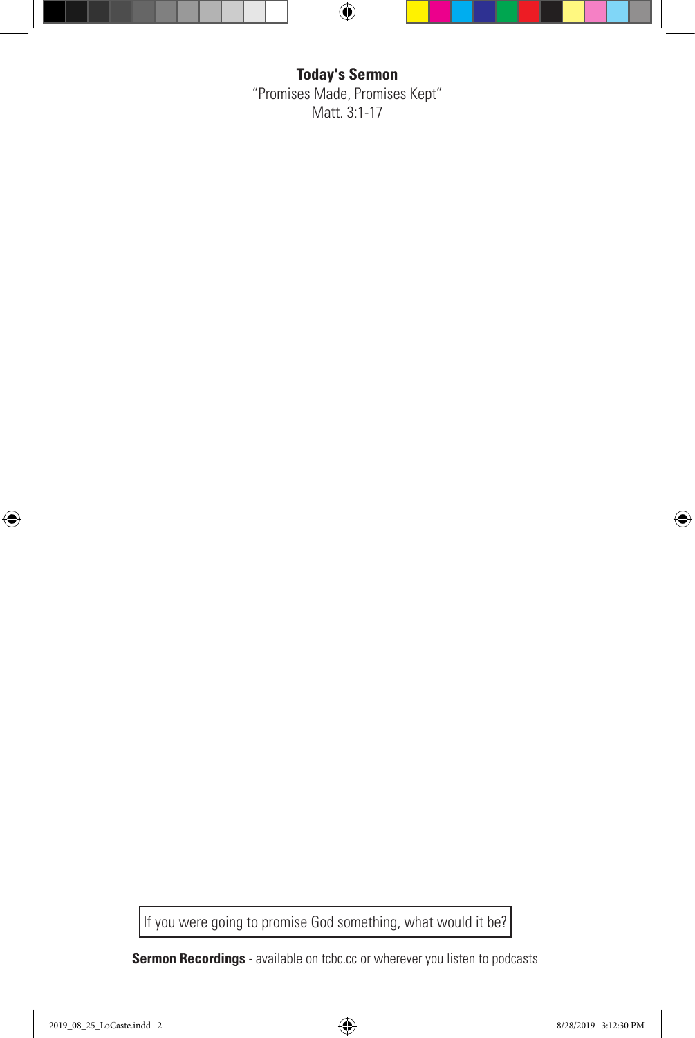**Today's Sermon**

"Promises Made, Promises Kept"

Matt. 3:1-17

If you were going to promise God something, what would it be?

**Sermon Recordings** - available on tcbc.cc or wherever you listen to podcasts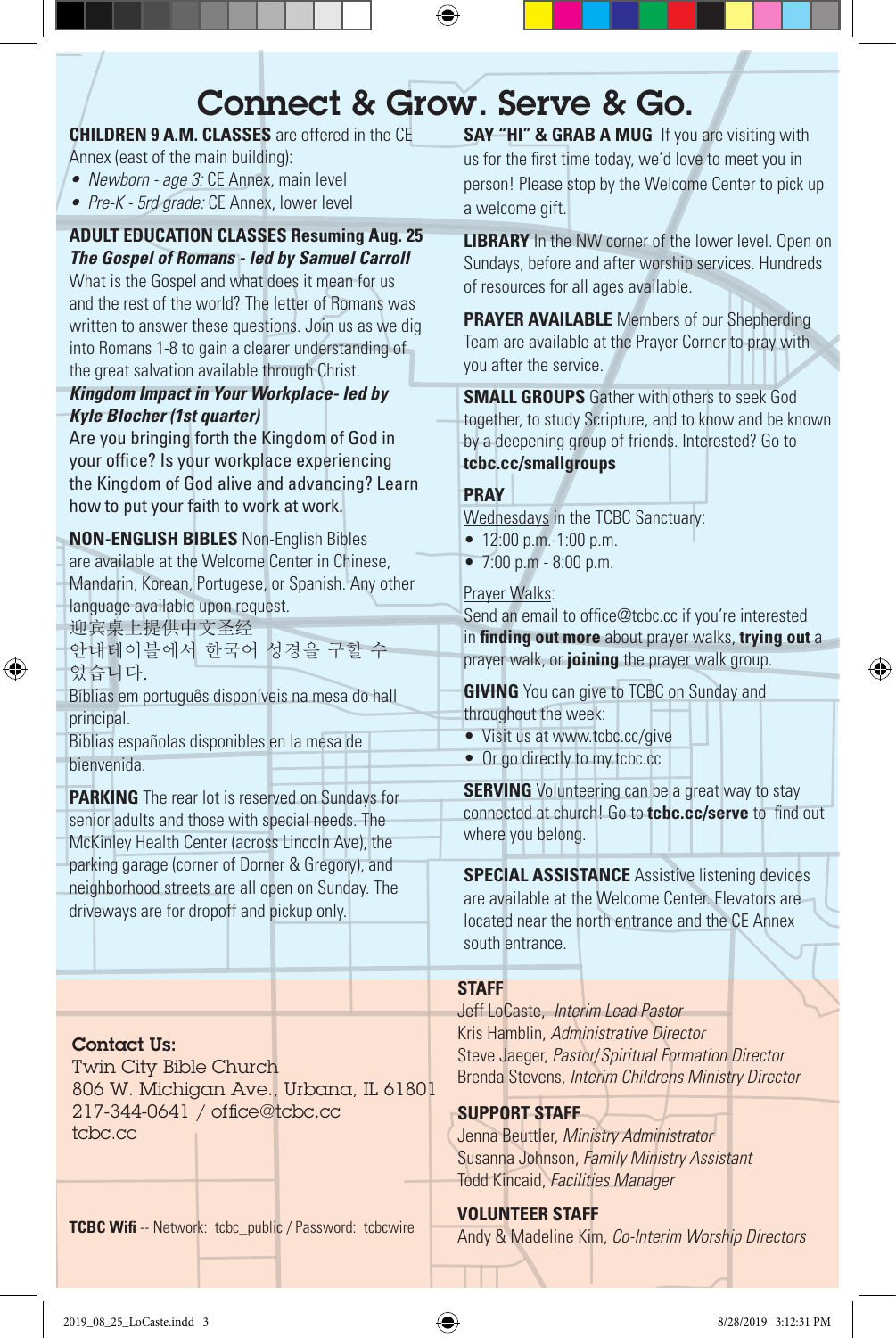# Connect & Grow. Serve & Go.

**CHILDREN 9 A.M. CLASSES** are offered in the CE Annex (east of the main building):

- *Newborn - age 3:* CE Annex, main level
- *Pre-K - 5rd grade:* CE Annex, lower level

**ADULT EDUCATION CLASSES Resuming Aug. 25**

***The Gospel of Romans - led by Samuel Carroll***

What is the Gospel and what does it mean for us and the rest of the world? The letter of Romans was written to answer these questions. Join us as we dig into Romans 1-8 to gain a clearer understanding of the great salvation available through Christ.

***Kingdom Impact in Your Workplace- led by Kyle Blocher (1st quarter)***

Are you bringing forth the Kingdom of God in your office? Is your workplace experiencing the Kingdom of God alive and advancing? Learn how to put your faith to work at work.

**NON-ENGLISH BIBLES** Non-English Bibles are available at the Welcome Center in Chinese, Mandarin, Korean, Portugese, or Spanish. Any other language available upon request.

迎宾桌上提供中文圣经

안내테이블에서 한국어 성경을 구할 수 있습니다.

Bíblias em português disponíveis na mesa do hall principal.

Biblias españolas disponibles en la mesa de bienvenida.

**PARKING** The rear lot is reserved on Sundays for senior adults and those with special needs. The McKinley Health Center (across Lincoln Ave), the parking garage (corner of Dorner & Gregory), and neighborhood streets are all open on Sunday. The driveways are for dropoff and pickup only.

**SAY "HI" & GRAB A MUG** If you are visiting with us for the first time today, we'd love to meet you in person! Please stop by the Welcome Center to pick up a welcome gift.

**LIBRARY** In the NW corner of the lower level. Open on Sundays, before and after worship services. Hundreds of resources for all ages available.

**PRAYER AVAILABLE** Members of our Shepherding Team are available at the Prayer Corner to pray with you after the service.

**SMALL GROUPS** Gather with others to seek God together, to study Scripture, and to know and be known by a deepening group of friends. Interested? Go to **tcbc.cc/smallgroups**

**PRAY**

Wednesdays in the TCBC Sanctuary:

- 12:00 p.m.-1:00 p.m.
- 7:00 p.m - 8:00 p.m.

Prayer Walks:

Send an email to office@tcbc.cc if you're interested in **finding out more** about prayer walks, **trying out** a prayer walk, or **joining** the prayer walk group.

**GIVING** You can give to TCBC on Sunday and throughout the week:

- Visit us at www.tcbc.cc/give
- Or go directly to my.tcbc.cc

**SERVING** Volunteering can be a great way to stay connected at church! Go to **tcbc.cc/serve** to find out where you belong.

**SPECIAL ASSISTANCE** Assistive listening devices are available at the Welcome Center. Elevators are located near the north entrance and the CE Annex south entrance.

**Contact Us:**

Twin City Bible Church
806 W. Michigan Ave., Urbana, IL 61801
217-344-0641 / office@tcbc.cc
tcbc.cc

**TCBC Wifi** -- Network: tcbc_public / Password: tcbcwire

**STAFF**

Jeff LoCaste, *Interim Lead Pastor*
Kris Hamblin, *Administrative Director*
Steve Jaeger, *Pastor/Spiritual Formation Director*
Brenda Stevens, *Interim Childrens Ministry Director*

**SUPPORT STAFF**

Jenna Beuttler, *Ministry Administrator*
Susanna Johnson, *Family Ministry Assistant*
Todd Kincaid, *Facilities Manager*

**VOLUNTEER STAFF**

Andy & Madeline Kim, *Co-Interim Worship Directors*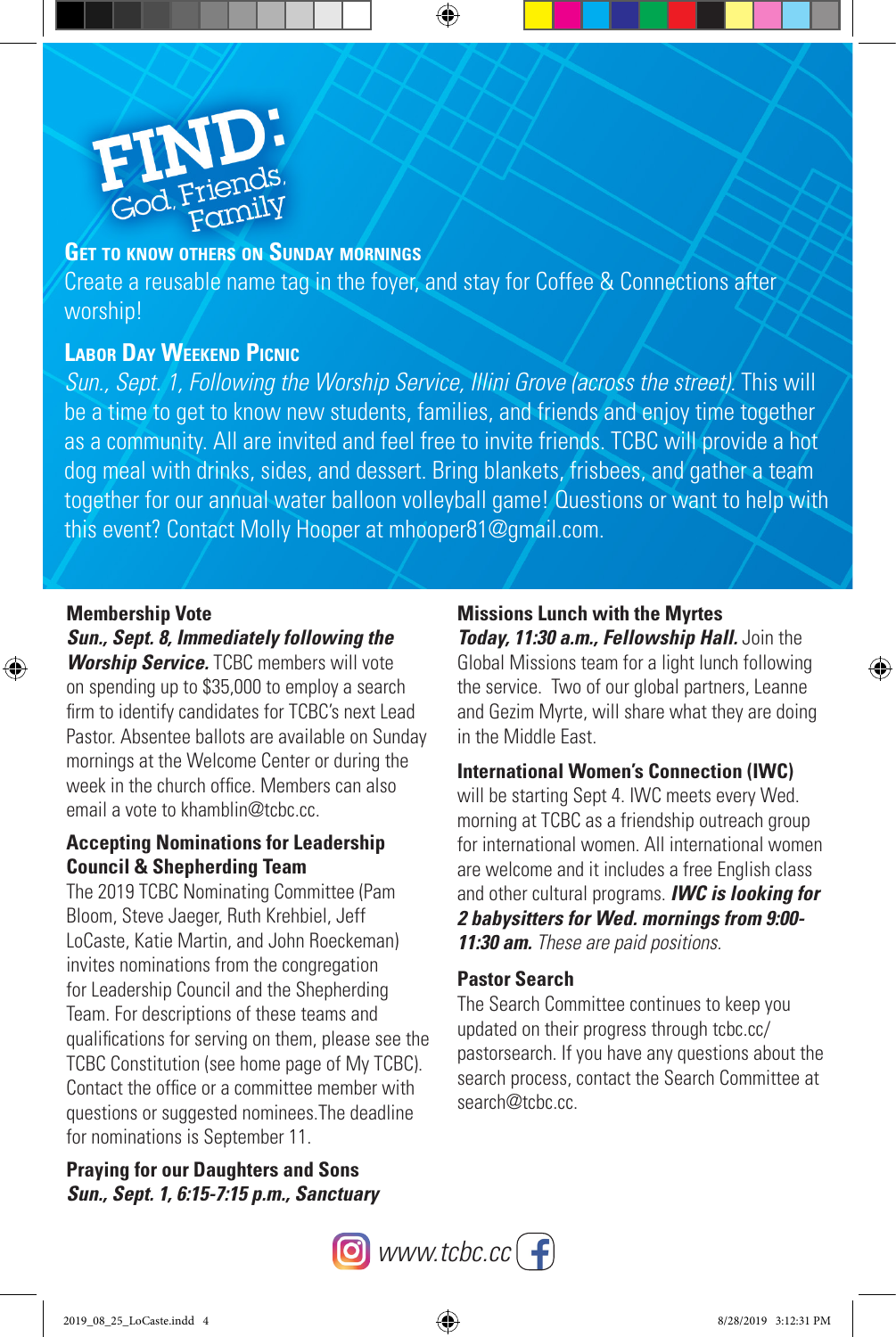# FIND: God, Friends, Family

## Get to know others on Sunday mornings

Create a reusable name tag in the foyer, and stay for Coffee & Connections after worship!

## Labor Day Weekend Picnic

*Sun., Sept. 1, Following the Worship Service, Illini Grove (across the street).* This will be a time to get to know new students, families, and friends and enjoy time together as a community. All are invited and feel free to invite friends. TCBC will provide a hot dog meal with drinks, sides, and dessert. Bring blankets, frisbees, and gather a team together for our annual water balloon volleyball game! Questions or want to help with this event? Contact Molly Hooper at mhooper81@gmail.com.

### Membership Vote

***Sun., Sept. 8, Immediately following the Worship Service.*** TCBC members will vote on spending up to $35,000 to employ a search firm to identify candidates for TCBC's next Lead Pastor. Absentee ballots are available on Sunday mornings at the Welcome Center or during the week in the church office. Members can also email a vote to khamblin@tcbc.cc.

### Accepting Nominations for Leadership Council & Shepherding Team

The 2019 TCBC Nominating Committee (Pam Bloom, Steve Jaeger, Ruth Krehbiel, Jeff LoCaste, Katie Martin, and John Roeckeman) invites nominations from the congregation for Leadership Council and the Shepherding Team. For descriptions of these teams and qualifications for serving on them, please see the TCBC Constitution (see home page of My TCBC). Contact the office or a committee member with questions or suggested nominees.The deadline for nominations is September 11.

### Praying for our Daughters and Sons

***Sun., Sept. 1, 6:15-7:15 p.m., Sanctuary***

### Missions Lunch with the Myrtes

***Today, 11:30 a.m., Fellowship Hall.*** Join the Global Missions team for a light lunch following the service. Two of our global partners, Leanne and Gezim Myrte, will share what they are doing in the Middle East.

### International Women's Connection (IWC)

will be starting Sept 4. IWC meets every Wed. morning at TCBC as a friendship outreach group for international women. All international women are welcome and it includes a free English class and other cultural programs. ***IWC is looking for 2 babysitters for Wed. mornings from 9:00-11:30 am.*** *These are paid positions.*

### Pastor Search

The Search Committee continues to keep you updated on their progress through tcbc.cc/pastorsearch. If you have any questions about the search process, contact the Search Committee at search@tcbc.cc.

www.tcbc.cc